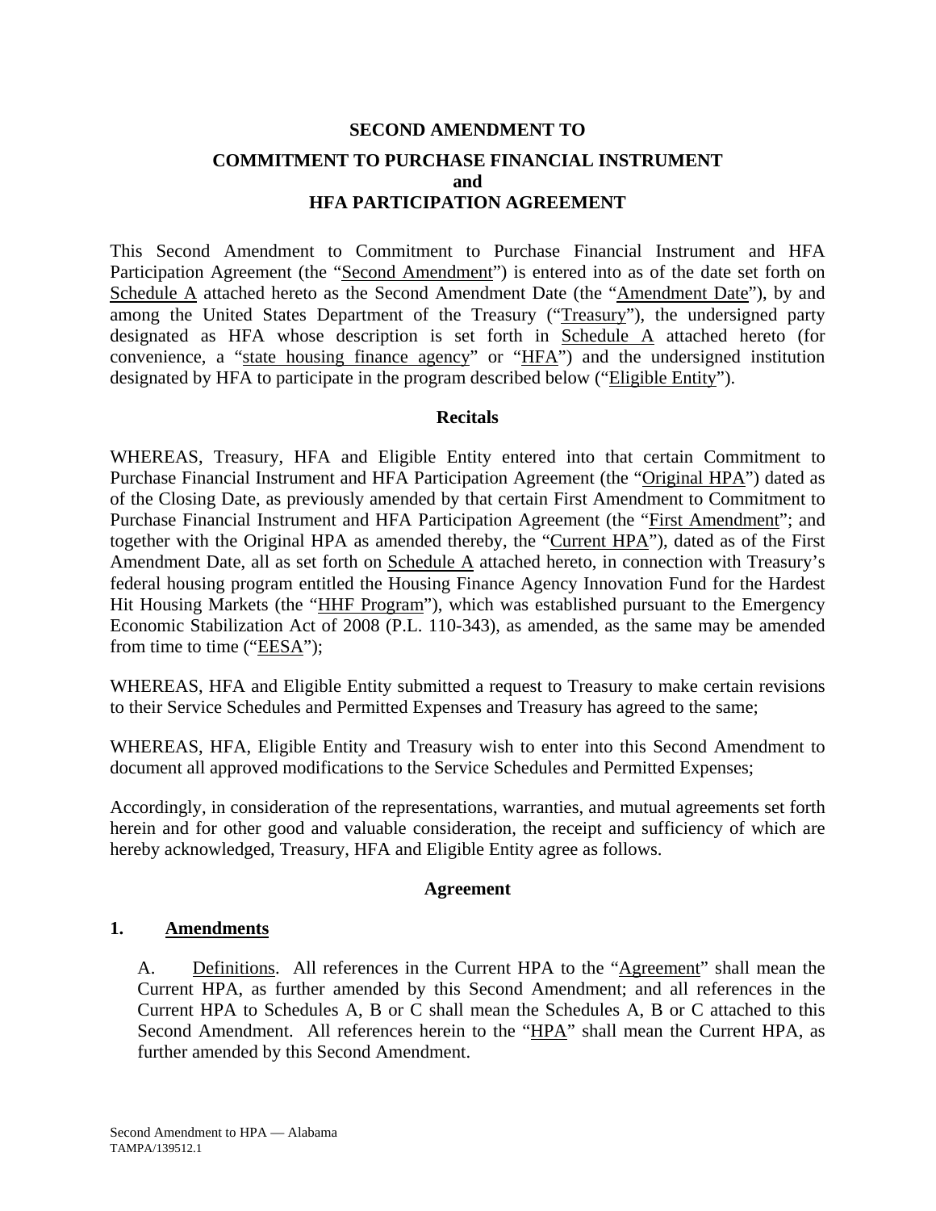# SECOND AMENDMENT TO

## COMMITMENT TO PURCHASE FINANCIAL INSTRUMENT and HFA PARTICIPATION AGREEMENT

This Second Amendment to Commitment to Purchase Financial Instrument and HFA Participation Agreement (the "Second Amendment") is entered into as of the date set forth on Schedule A attached hereto as the Second Amendment Date (the "Amendment Date"), by and among the United States Department of the Treasury ("Treasury"), the undersigned party designated as HFA whose description is set forth in Schedule A attached hereto (for convenience, a "state housing finance agency" or "HFA") and the undersigned institution designated by HFA to participate in the program described below ("Eligible Entity").

### Recitals

WHEREAS, Treasury, HFA and Eligible Entity entered into that certain Commitment to Purchase Financial Instrument and HFA Participation Agreement (the "Original HPA") dated as of the Closing Date, as previously amended by that certain First Amendment to Commitment to Purchase Financial Instrument and HFA Participation Agreement (the "First Amendment"; and together with the Original HPA as amended thereby, the "Current HPA"), dated as of the First Amendment Date, all as set forth on Schedule A attached hereto, in connection with Treasury's federal housing program entitled the Housing Finance Agency Innovation Fund for the Hardest Hit Housing Markets (the "HHF Program"), which was established pursuant to the Emergency Economic Stabilization Act of 2008 (P.L. 110-343), as amended, as the same may be amended from time to time ("EESA");

WHEREAS, HFA and Eligible Entity submitted a request to Treasury to make certain revisions to their Service Schedules and Permitted Expenses and Treasury has agreed to the same;

WHEREAS, HFA, Eligible Entity and Treasury wish to enter into this Second Amendment to document all approved modifications to the Service Schedules and Permitted Expenses;

Accordingly, in consideration of the representations, warranties, and mutual agreements set forth herein and for other good and valuable consideration, the receipt and sufficiency of which are hereby acknowledged, Treasury, HFA and Eligible Entity agree as follows.

### Agreement

**1. Amendments**

A. Definitions. All references in the Current HPA to the "Agreement" shall mean the Current HPA, as further amended by this Second Amendment; and all references in the Current HPA to Schedules A, B or C shall mean the Schedules A, B or C attached to this Second Amendment. All references herein to the "HPA" shall mean the Current HPA, as further amended by this Second Amendment.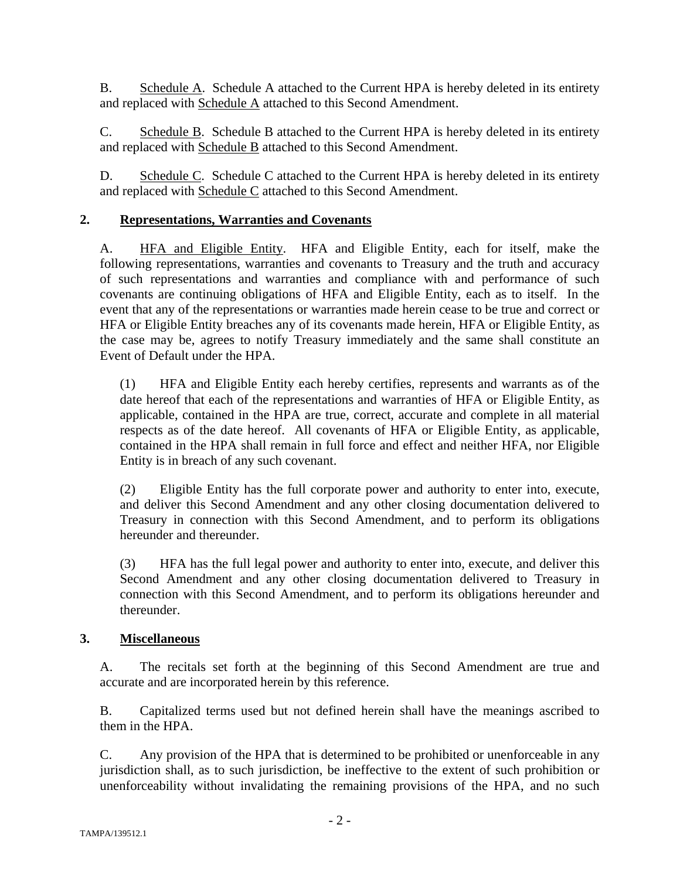B. Schedule A. Schedule A attached to the Current HPA is hereby deleted in its entirety and replaced with Schedule A attached to this Second Amendment.

C. Schedule B. Schedule B attached to the Current HPA is hereby deleted in its entirety and replaced with Schedule B attached to this Second Amendment.

D. Schedule C. Schedule C attached to the Current HPA is hereby deleted in its entirety and replaced with Schedule C attached to this Second Amendment.

## 2. Representations, Warranties and Covenants

A. HFA and Eligible Entity. HFA and Eligible Entity, each for itself, make the following representations, warranties and covenants to Treasury and the truth and accuracy of such representations and warranties and compliance with and performance of such covenants are continuing obligations of HFA and Eligible Entity, each as to itself. In the event that any of the representations or warranties made herein cease to be true and correct or HFA or Eligible Entity breaches any of its covenants made herein, HFA or Eligible Entity, as the case may be, agrees to notify Treasury immediately and the same shall constitute an Event of Default under the HPA.

(1) HFA and Eligible Entity each hereby certifies, represents and warrants as of the date hereof that each of the representations and warranties of HFA or Eligible Entity, as applicable, contained in the HPA are true, correct, accurate and complete in all material respects as of the date hereof. All covenants of HFA or Eligible Entity, as applicable, contained in the HPA shall remain in full force and effect and neither HFA, nor Eligible Entity is in breach of any such covenant.

(2) Eligible Entity has the full corporate power and authority to enter into, execute, and deliver this Second Amendment and any other closing documentation delivered to Treasury in connection with this Second Amendment, and to perform its obligations hereunder and thereunder.

(3) HFA has the full legal power and authority to enter into, execute, and deliver this Second Amendment and any other closing documentation delivered to Treasury in connection with this Second Amendment, and to perform its obligations hereunder and thereunder.

## 3. Miscellaneous

A. The recitals set forth at the beginning of this Second Amendment are true and accurate and are incorporated herein by this reference.

B. Capitalized terms used but not defined herein shall have the meanings ascribed to them in the HPA.

C. Any provision of the HPA that is determined to be prohibited or unenforceable in any jurisdiction shall, as to such jurisdiction, be ineffective to the extent of such prohibition or unenforceability without invalidating the remaining provisions of the HPA, and no such

TAMPA/139512.1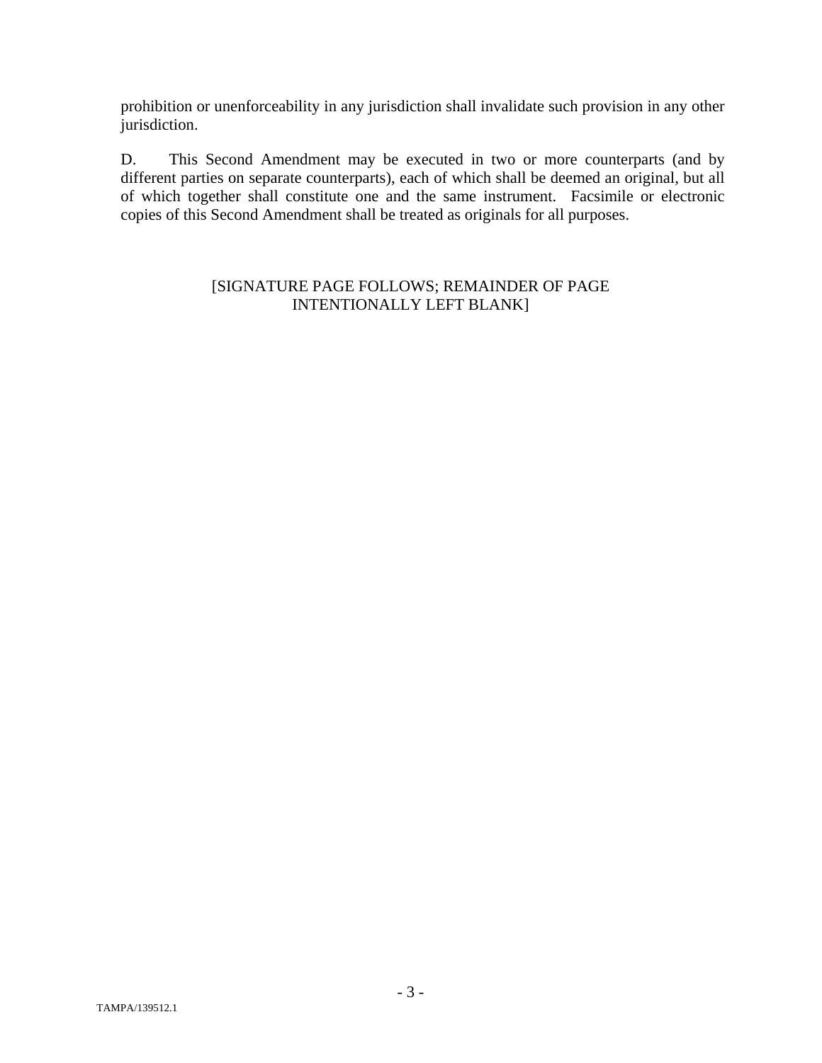prohibition or unenforceability in any jurisdiction shall invalidate such provision in any other jurisdiction.

D. This Second Amendment may be executed in two or more counterparts (and by different parties on separate counterparts), each of which shall be deemed an original, but all of which together shall constitute one and the same instrument. Facsimile or electronic copies of this Second Amendment shall be treated as originals for all purposes.

[SIGNATURE PAGE FOLLOWS; REMAINDER OF PAGE INTENTIONALLY LEFT BLANK]

TAMPA/139512.1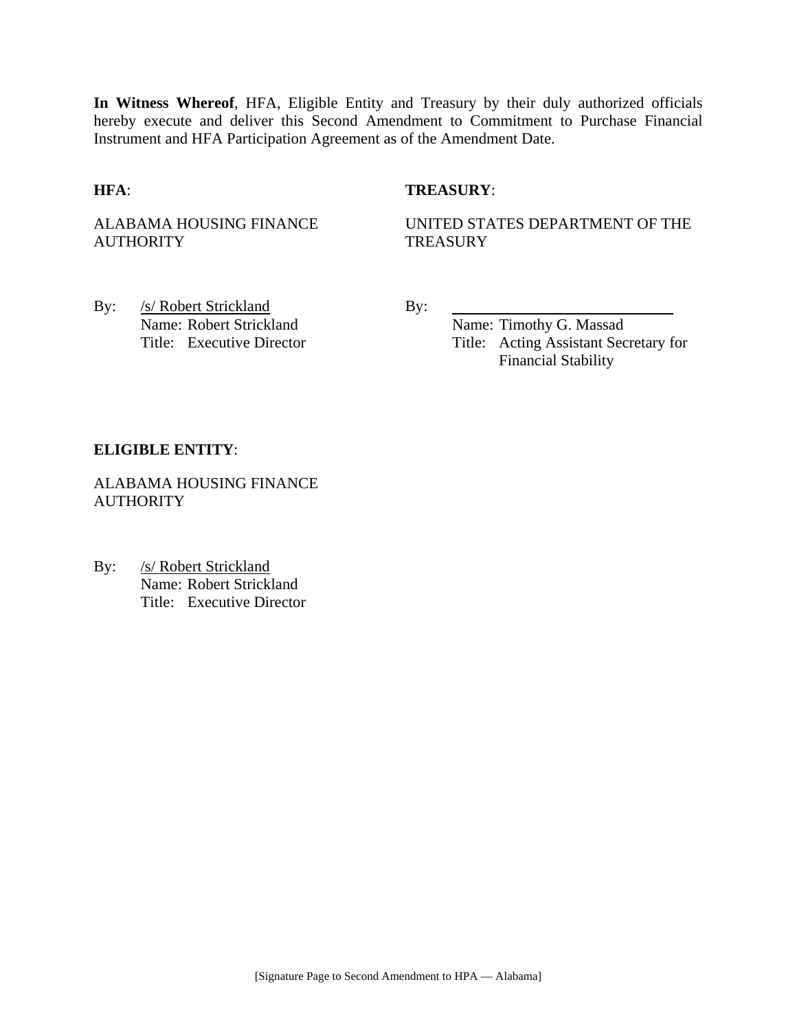**In Witness Whereof**, HFA, Eligible Entity and Treasury by their duly authorized officials hereby execute and deliver this Second Amendment to Commitment to Purchase Financial Instrument and HFA Participation Agreement as of the Amendment Date.

**HFA**:

ALABAMA HOUSING FINANCE AUTHORITY

By: /s/ Robert Strickland
Name: Robert Strickland
Title: Executive Director

**TREASURY**:

UNITED STATES DEPARTMENT OF THE TREASURY

By: ___________________________
Name: Timothy G. Massad
Title: Acting Assistant Secretary for Financial Stability

**ELIGIBLE ENTITY**:

ALABAMA HOUSING FINANCE AUTHORITY

By: /s/ Robert Strickland
Name: Robert Strickland
Title: Executive Director

[Signature Page to Second Amendment to HPA — Alabama]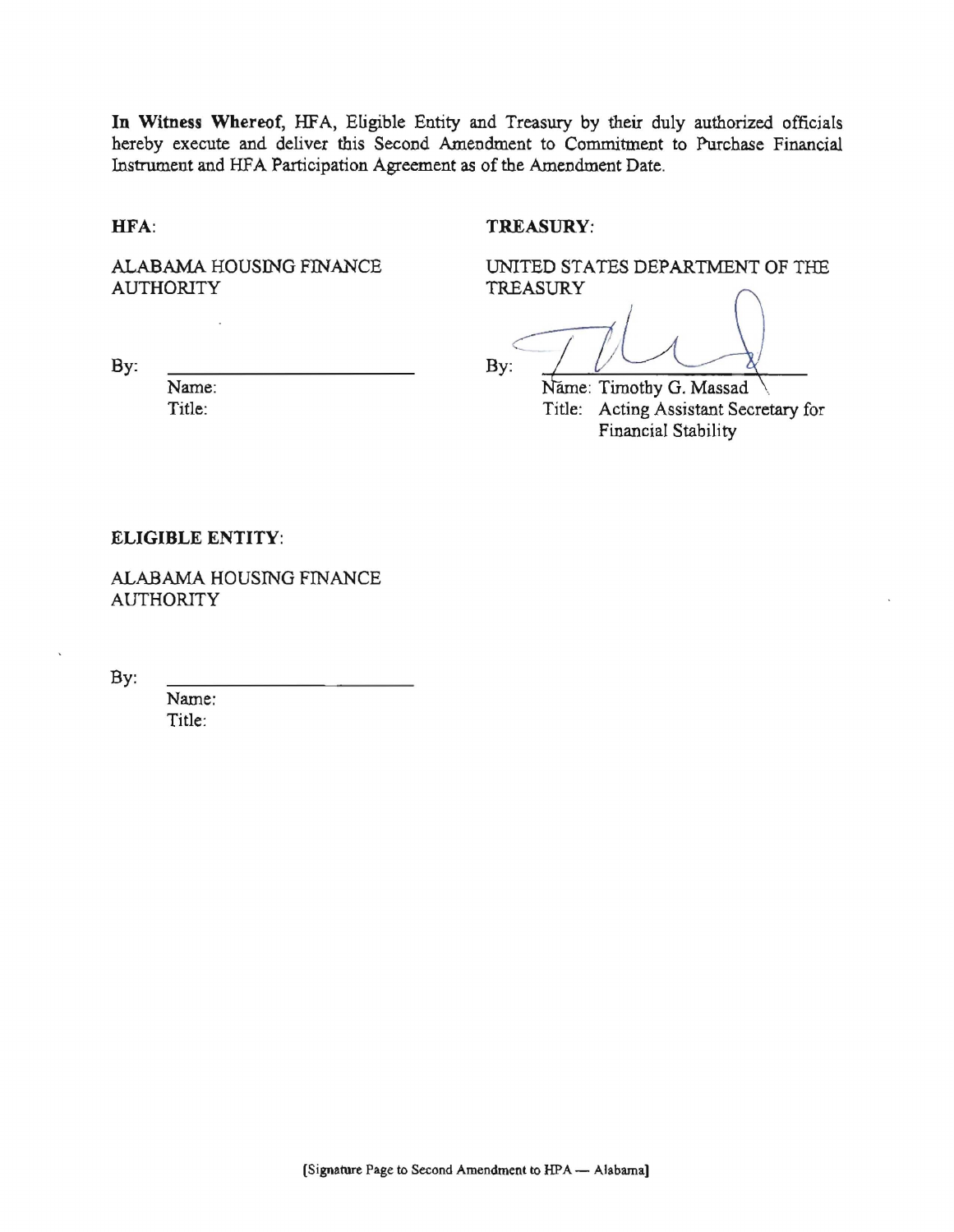**In Witness Whereof**, HFA, Eligible Entity and Treasury by their duly authorized officials hereby execute and deliver this Second Amendment to Commitment to Purchase Financial Instrument and HFA Participation Agreement as of the Amendment Date.

**HFA**:

ALABAMA HOUSING FINANCE AUTHORITY

By: ______________________

Name:
Title:

**TREASURY**:

UNITED STATES DEPARTMENT OF THE TREASURY

By: ______________________

Name: Timothy G. Massad
Title: Acting Assistant Secretary for Financial Stability

**ELIGIBLE ENTITY**:

ALABAMA HOUSING FINANCE AUTHORITY

By: ______________________

Name:
Title:

[Signature Page to Second Amendment to HPA — Alabama]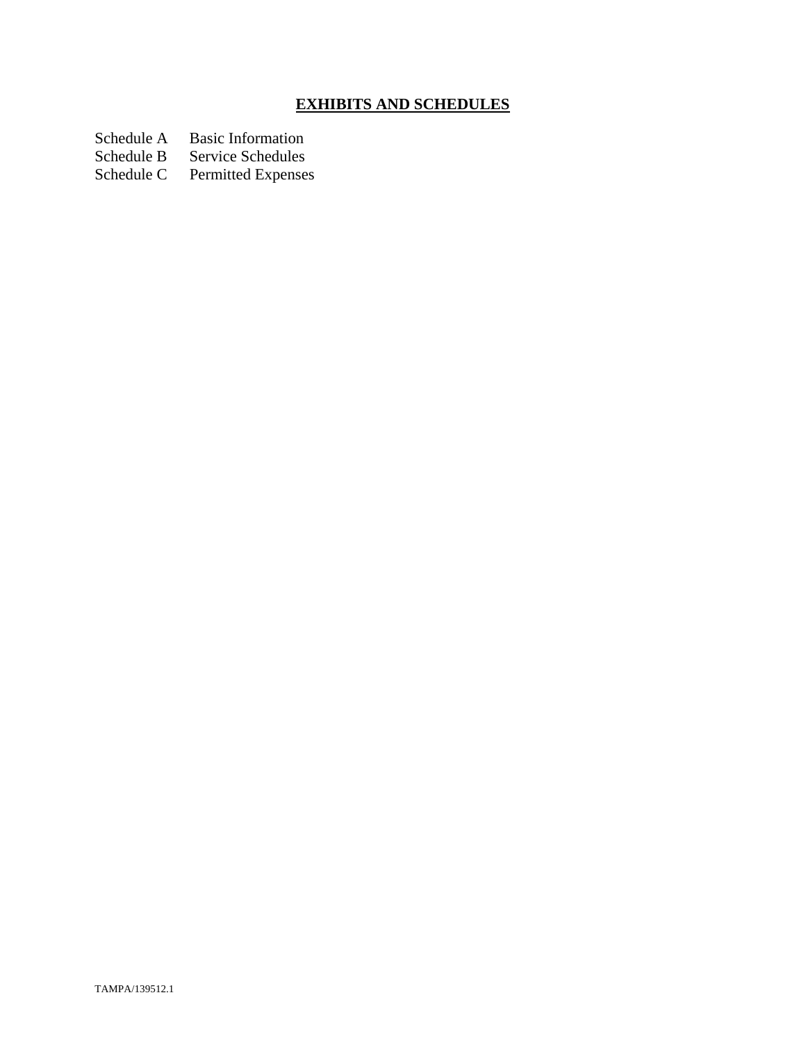## **EXHIBITS AND SCHEDULES**

| | |
|---|---|
| Schedule A | Basic Information |
| Schedule B | Service Schedules |
| Schedule C | Permitted Expenses |

TAMPA/139512.1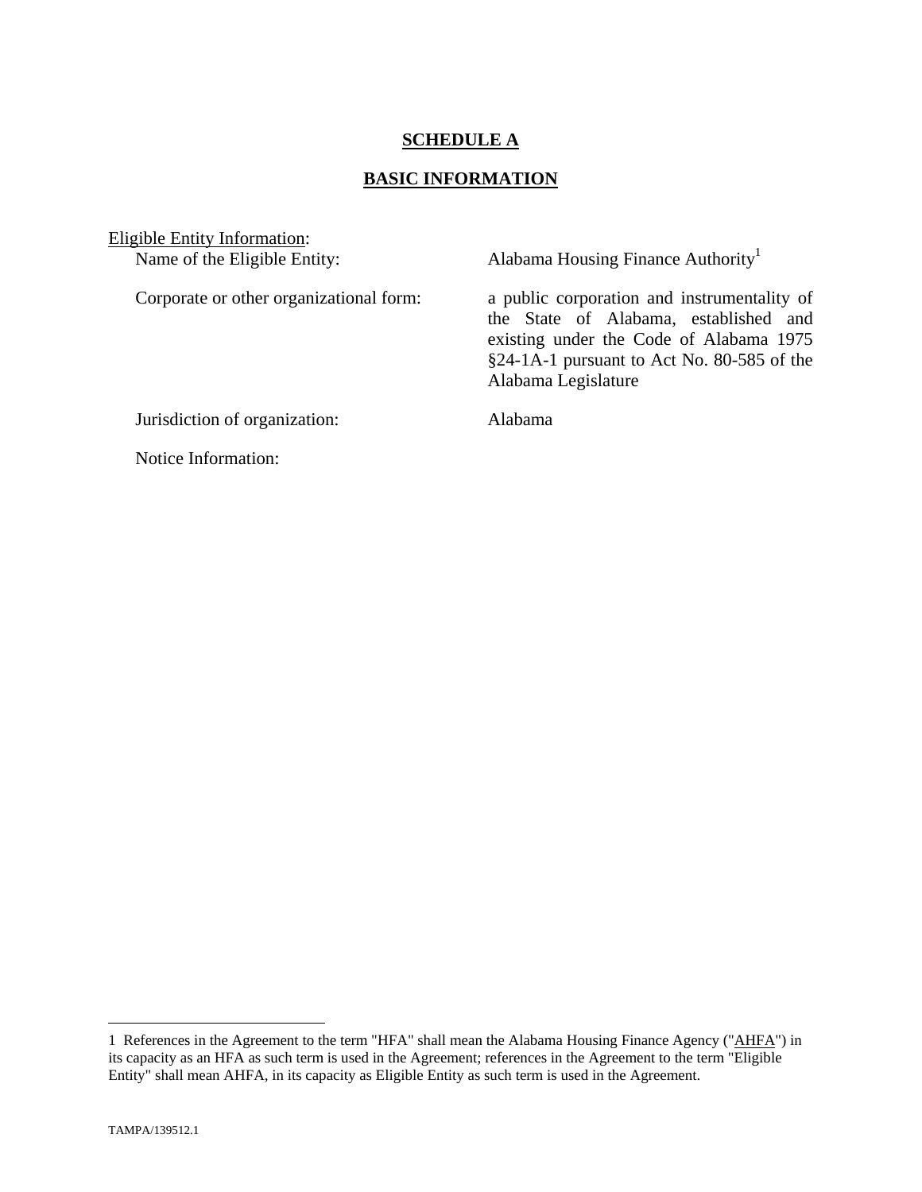**SCHEDULE A**

**BASIC INFORMATION**

Eligible Entity Information:

| | |
|---|---|
| Name of the Eligible Entity: | Alabama Housing Finance Authority[1] |
| Corporate or other organizational form: | a public corporation and instrumentality of the State of Alabama, established and existing under the Code of Alabama 1975 §24-1A-1 pursuant to Act No. 80-585 of the Alabama Legislature |
| Jurisdiction of organization: | Alabama |
| Notice Information: | |

1 References in the Agreement to the term "HFA" shall mean the Alabama Housing Finance Agency ("AHFA") in its capacity as an HFA as such term is used in the Agreement; references in the Agreement to the term "Eligible Entity" shall mean AHFA, in its capacity as Eligible Entity as such term is used in the Agreement.

TAMPA/139512.1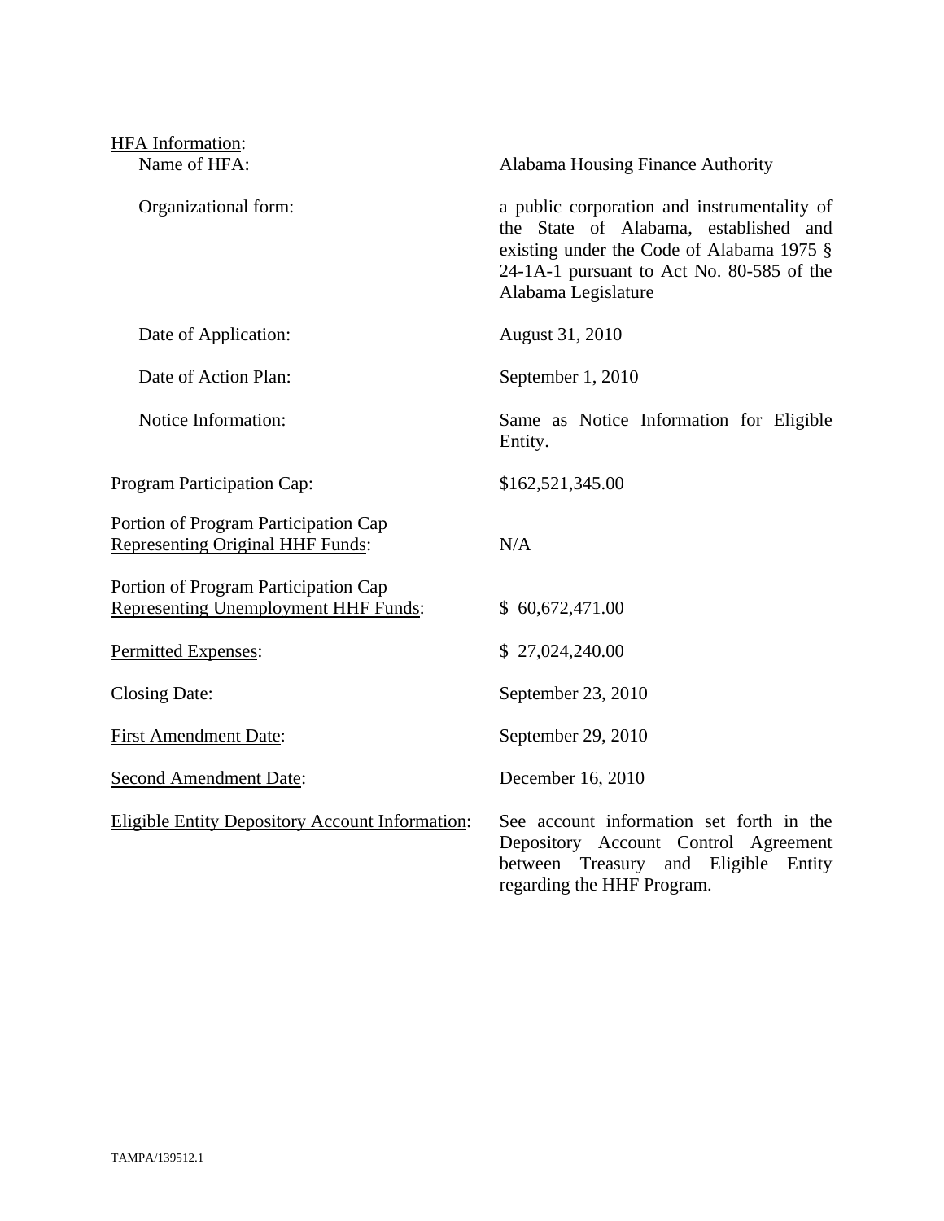HFA Information:

| | |
|---|---|
| Name of HFA: | Alabama Housing Finance Authority |
| Organizational form: | a public corporation and instrumentality of the State of Alabama, established and existing under the Code of Alabama 1975 § 24-1A-1 pursuant to Act No. 80-585 of the Alabama Legislature |
| Date of Application: | August 31, 2010 |
| Date of Action Plan: | September 1, 2010 |
| Notice Information: | Same as Notice Information for Eligible Entity. |
| Program Participation Cap: | \$162,521,345.00 |
| Portion of Program Participation Cap Representing Original HHF Funds: | N/A |
| Portion of Program Participation Cap Representing Unemployment HHF Funds: | \$ 60,672,471.00 |
| Permitted Expenses: | \$ 27,024,240.00 |
| Closing Date: | September 23, 2010 |
| First Amendment Date: | September 29, 2010 |
| Second Amendment Date: | December 16, 2010 |
| Eligible Entity Depository Account Information: | See account information set forth in the Depository Account Control Agreement between Treasury and Eligible Entity regarding the HHF Program. |

TAMPA/139512.1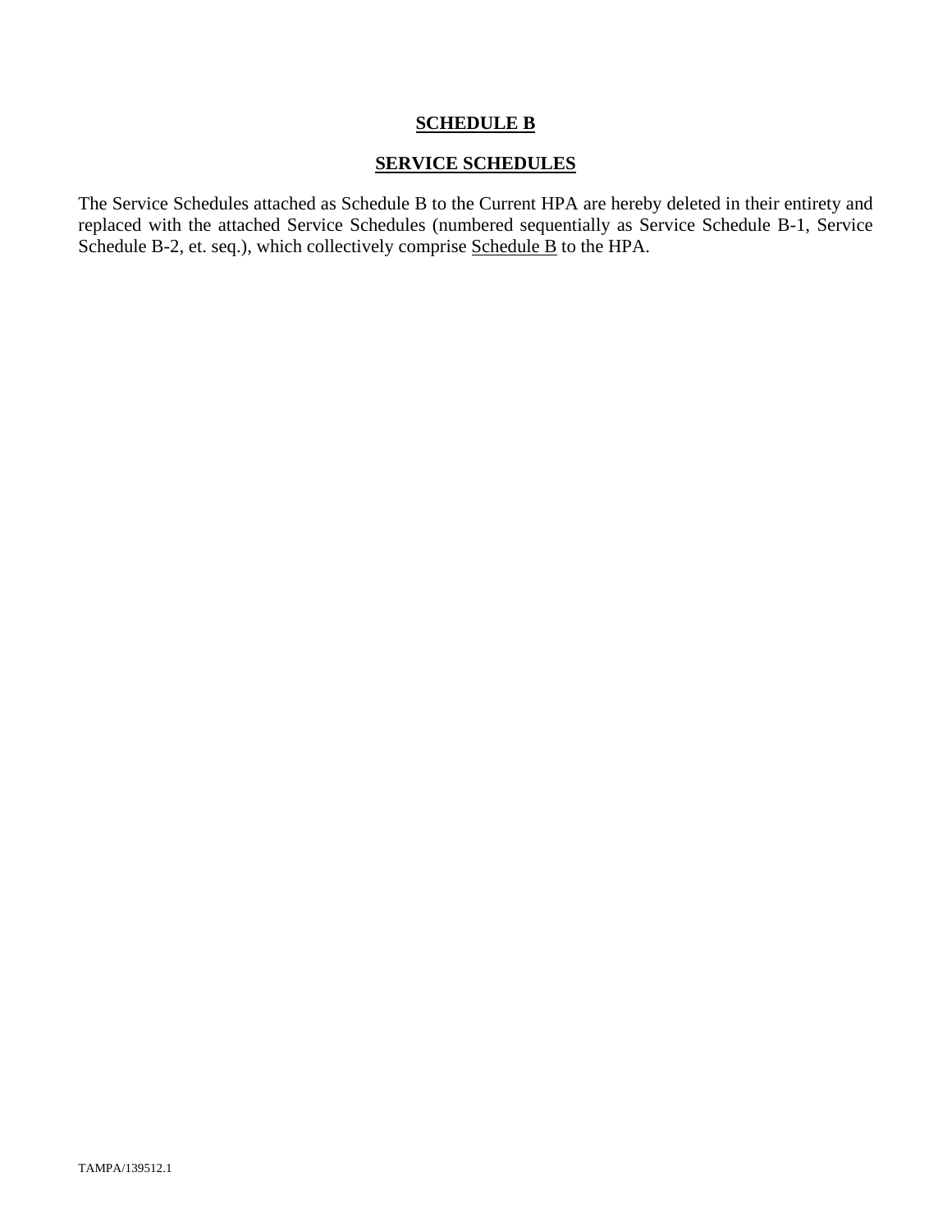# SCHEDULE B

## SERVICE SCHEDULES

The Service Schedules attached as Schedule B to the Current HPA are hereby deleted in their entirety and replaced with the attached Service Schedules (numbered sequentially as Service Schedule B-1, Service Schedule B-2, et. seq.), which collectively comprise Schedule B to the HPA.

TAMPA/139512.1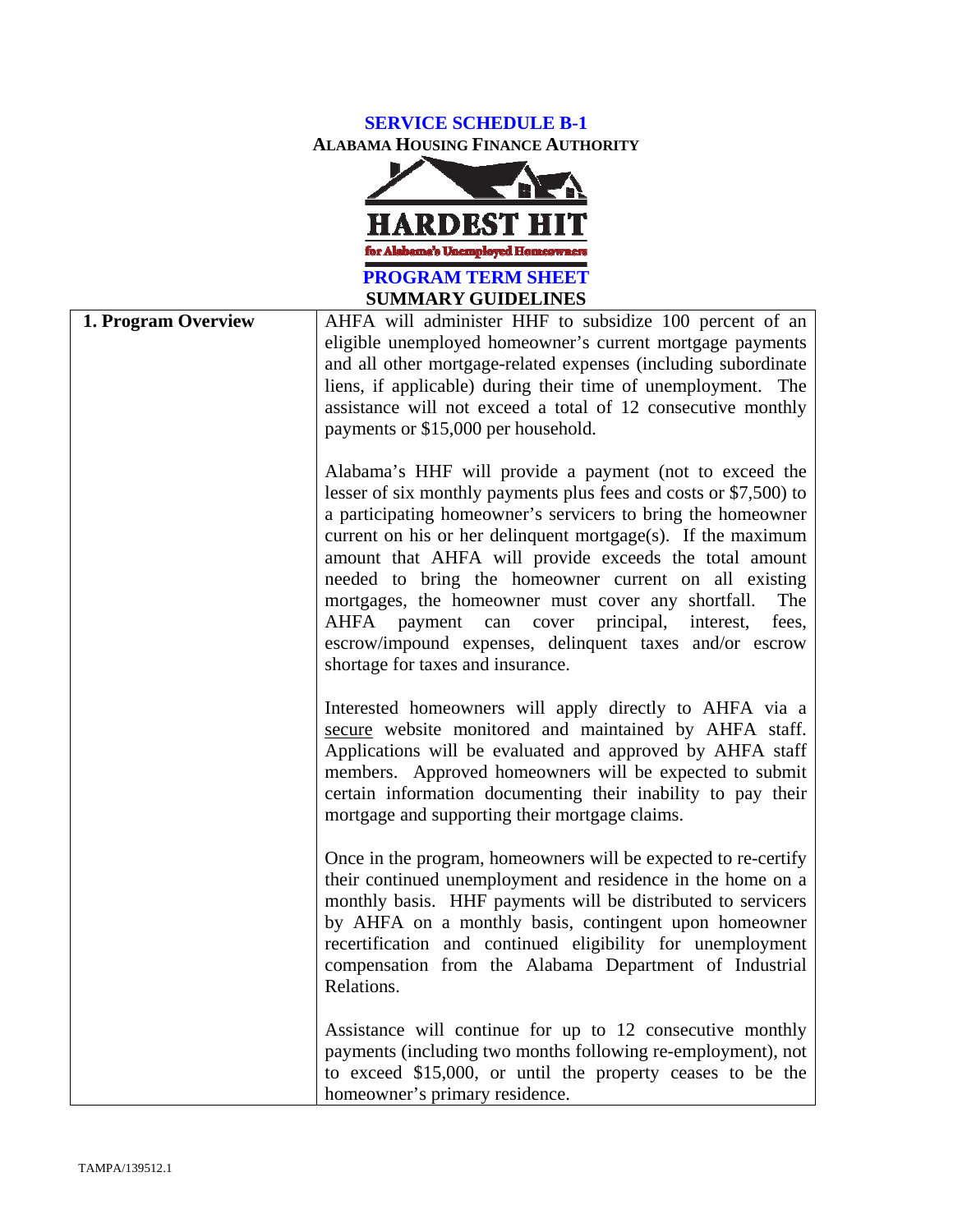**SERVICE SCHEDULE B-1**
**ALABAMA HOUSING FINANCE AUTHORITY**

**HARDEST HIT**
for Alabama's Unemployed Homeowners

**PROGRAM TERM SHEET**
**SUMMARY GUIDELINES**

| | |
|---|---|
| **1. Program Overview** | AHFA will administer HHF to subsidize 100 percent of an eligible unemployed homeowner's current mortgage payments and all other mortgage-related expenses (including subordinate liens, if applicable) during their time of unemployment. The assistance will not exceed a total of 12 consecutive monthly payments or \$15,000 per household.<br><br>Alabama's HHF will provide a payment (not to exceed the lesser of six monthly payments plus fees and costs or \$7,500) to a participating homeowner's servicers to bring the homeowner current on his or her delinquent mortgage(s). If the maximum amount that AHFA will provide exceeds the total amount needed to bring the homeowner current on all existing mortgages, the homeowner must cover any shortfall. The AHFA payment can cover principal, interest, fees, escrow/impound expenses, delinquent taxes and/or escrow shortage for taxes and insurance.<br><br>Interested homeowners will apply directly to AHFA via a <u>secure</u> website monitored and maintained by AHFA staff. Applications will be evaluated and approved by AHFA staff members. Approved homeowners will be expected to submit certain information documenting their inability to pay their mortgage and supporting their mortgage claims.<br><br>Once in the program, homeowners will be expected to re-certify their continued unemployment and residence in the home on a monthly basis. HHF payments will be distributed to servicers by AHFA on a monthly basis, contingent upon homeowner recertification and continued eligibility for unemployment compensation from the Alabama Department of Industrial Relations.<br><br>Assistance will continue for up to 12 consecutive monthly payments (including two months following re-employment), not to exceed \$15,000, or until the property ceases to be the homeowner's primary residence. |

TAMPA/139512.1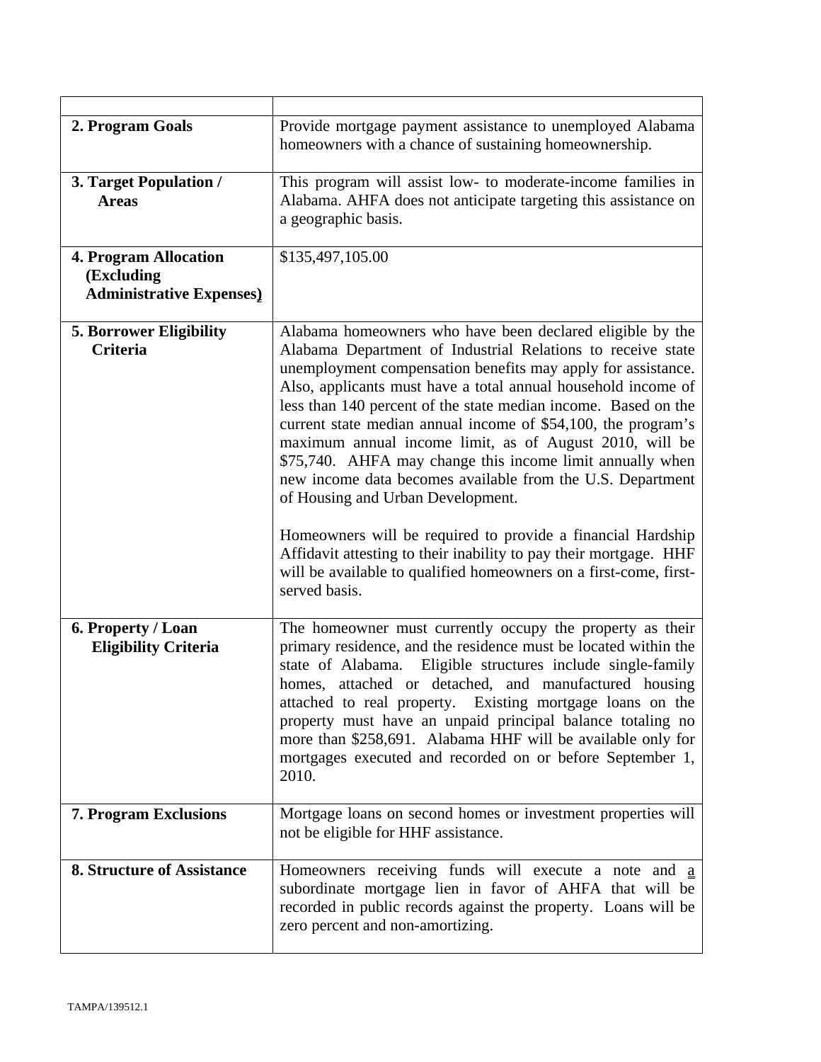| | |
|---|---|
| **2. Program Goals** | Provide mortgage payment assistance to unemployed Alabama homeowners with a chance of sustaining homeownership. |
| **3. Target Population / Areas** | This program will assist low- to moderate-income families in Alabama. AHFA does not anticipate targeting this assistance on a geographic basis. |
| **4. Program Allocation (Excluding Administrative Expenses)** | \$135,497,105.00 |
| **5. Borrower Eligibility Criteria** | Alabama homeowners who have been declared eligible by the Alabama Department of Industrial Relations to receive state unemployment compensation benefits may apply for assistance. Also, applicants must have a total annual household income of less than 140 percent of the state median income. Based on the current state median annual income of \$54,100, the program's maximum annual income limit, as of August 2010, will be \$75,740. AHFA may change this income limit annually when new income data becomes available from the U.S. Department of Housing and Urban Development.<br><br>Homeowners will be required to provide a financial Hardship Affidavit attesting to their inability to pay their mortgage. HHF will be available to qualified homeowners on a first-come, first-served basis. |
| **6. Property / Loan Eligibility Criteria** | The homeowner must currently occupy the property as their primary residence, and the residence must be located within the state of Alabama. Eligible structures include single-family homes, attached or detached, and manufactured housing attached to real property. Existing mortgage loans on the property must have an unpaid principal balance totaling no more than \$258,691. Alabama HHF will be available only for mortgages executed and recorded on or before September 1, 2010. |
| **7. Program Exclusions** | Mortgage loans on second homes or investment properties will not be eligible for HHF assistance. |
| **8. Structure of Assistance** | Homeowners receiving funds will execute a note and a subordinate mortgage lien in favor of AHFA that will be recorded in public records against the property. Loans will be zero percent and non-amortizing. |

TAMPA/139512.1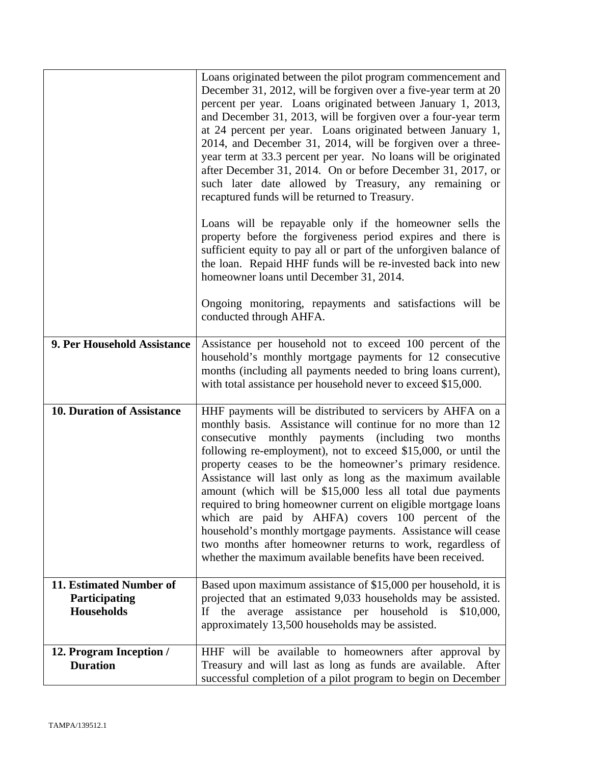| | |
|---|---|
| | Loans originated between the pilot program commencement and December 31, 2012, will be forgiven over a five-year term at 20 percent per year. Loans originated between January 1, 2013, and December 31, 2013, will be forgiven over a four-year term at 24 percent per year. Loans originated between January 1, 2014, and December 31, 2014, will be forgiven over a three-year term at 33.3 percent per year. No loans will be originated after December 31, 2014. On or before December 31, 2017, or such later date allowed by Treasury, any remaining or recaptured funds will be returned to Treasury.<br><br>Loans will be repayable only if the homeowner sells the property before the forgiveness period expires and there is sufficient equity to pay all or part of the unforgiven balance of the loan. Repaid HHF funds will be re-invested back into new homeowner loans until December 31, 2014.<br><br>Ongoing monitoring, repayments and satisfactions will be conducted through AHFA. |
| **9. Per Household Assistance** | Assistance per household not to exceed 100 percent of the household's monthly mortgage payments for 12 consecutive months (including all payments needed to bring loans current), with total assistance per household never to exceed $15,000. |
| **10. Duration of Assistance** | HHF payments will be distributed to servicers by AHFA on a monthly basis. Assistance will continue for no more than 12 consecutive monthly payments (including two months following re-employment), not to exceed $15,000, or until the property ceases to be the homeowner's primary residence. Assistance will last only as long as the maximum available amount (which will be $15,000 less all total due payments required to bring homeowner current on eligible mortgage loans which are paid by AHFA) covers 100 percent of the household's monthly mortgage payments. Assistance will cease two months after homeowner returns to work, regardless of whether the maximum available benefits have been received. |
| **11. Estimated Number of Participating Households** | Based upon maximum assistance of $15,000 per household, it is projected that an estimated 9,033 households may be assisted. If the average assistance per household is $10,000, approximately 13,500 households may be assisted. |
| **12. Program Inception / Duration** | HHF will be available to homeowners after approval by Treasury and will last as long as funds are available. After successful completion of a pilot program to begin on December |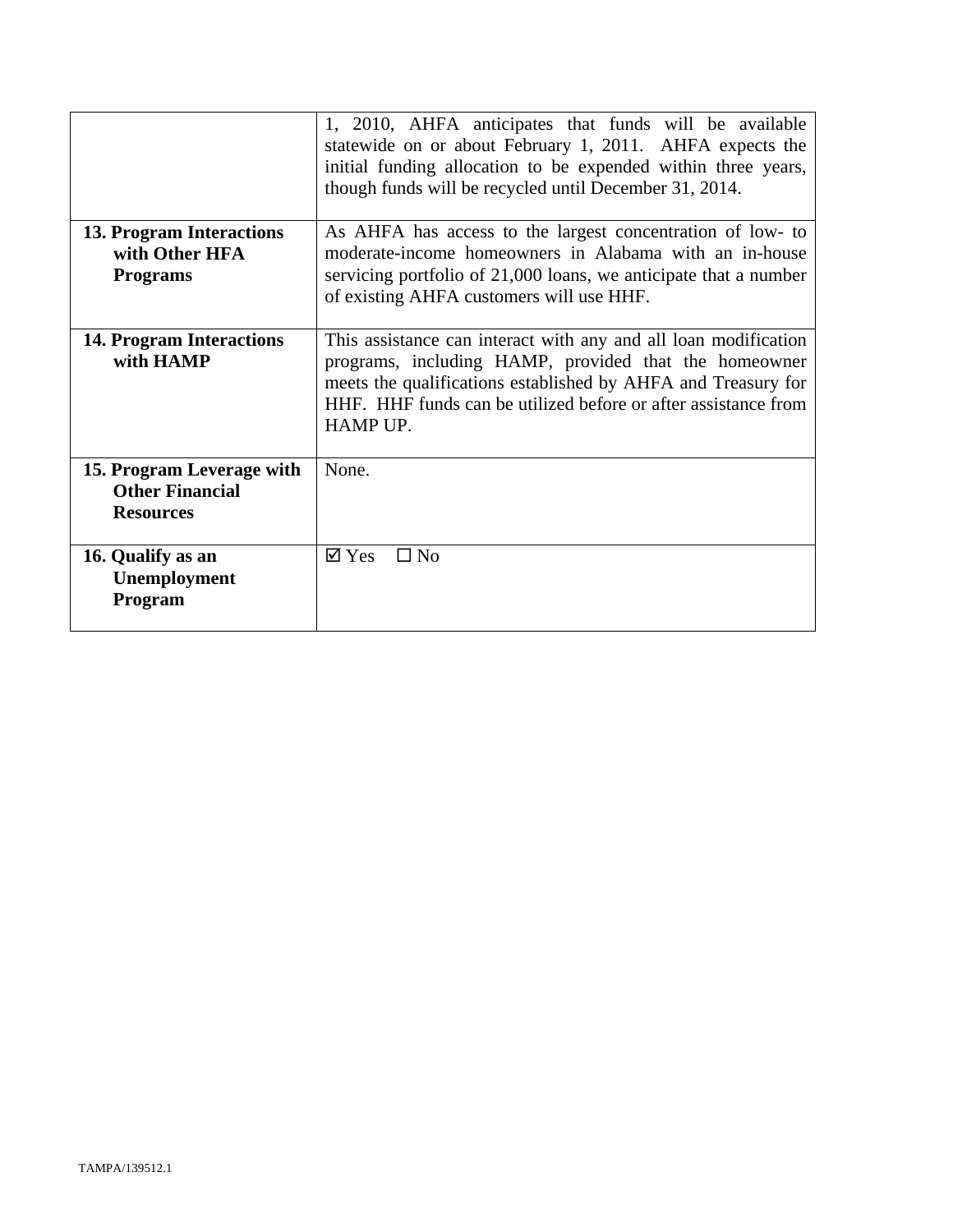| | |
|---|---|
| | 1, 2010, AHFA anticipates that funds will be available statewide on or about February 1, 2011. AHFA expects the initial funding allocation to be expended within three years, though funds will be recycled until December 31, 2014. |
| **13. Program Interactions with Other HFA Programs** | As AHFA has access to the largest concentration of low- to moderate-income homeowners in Alabama with an in-house servicing portfolio of 21,000 loans, we anticipate that a number of existing AHFA customers will use HHF. |
| **14. Program Interactions with HAMP** | This assistance can interact with any and all loan modification programs, including HAMP, provided that the homeowner meets the qualifications established by AHFA and Treasury for HHF. HHF funds can be utilized before or after assistance from HAMP UP. |
| **15. Program Leverage with Other Financial Resources** | None. |
| **16. Qualify as an Unemployment Program** | ☑ Yes ☐ No |

TAMPA/139512.1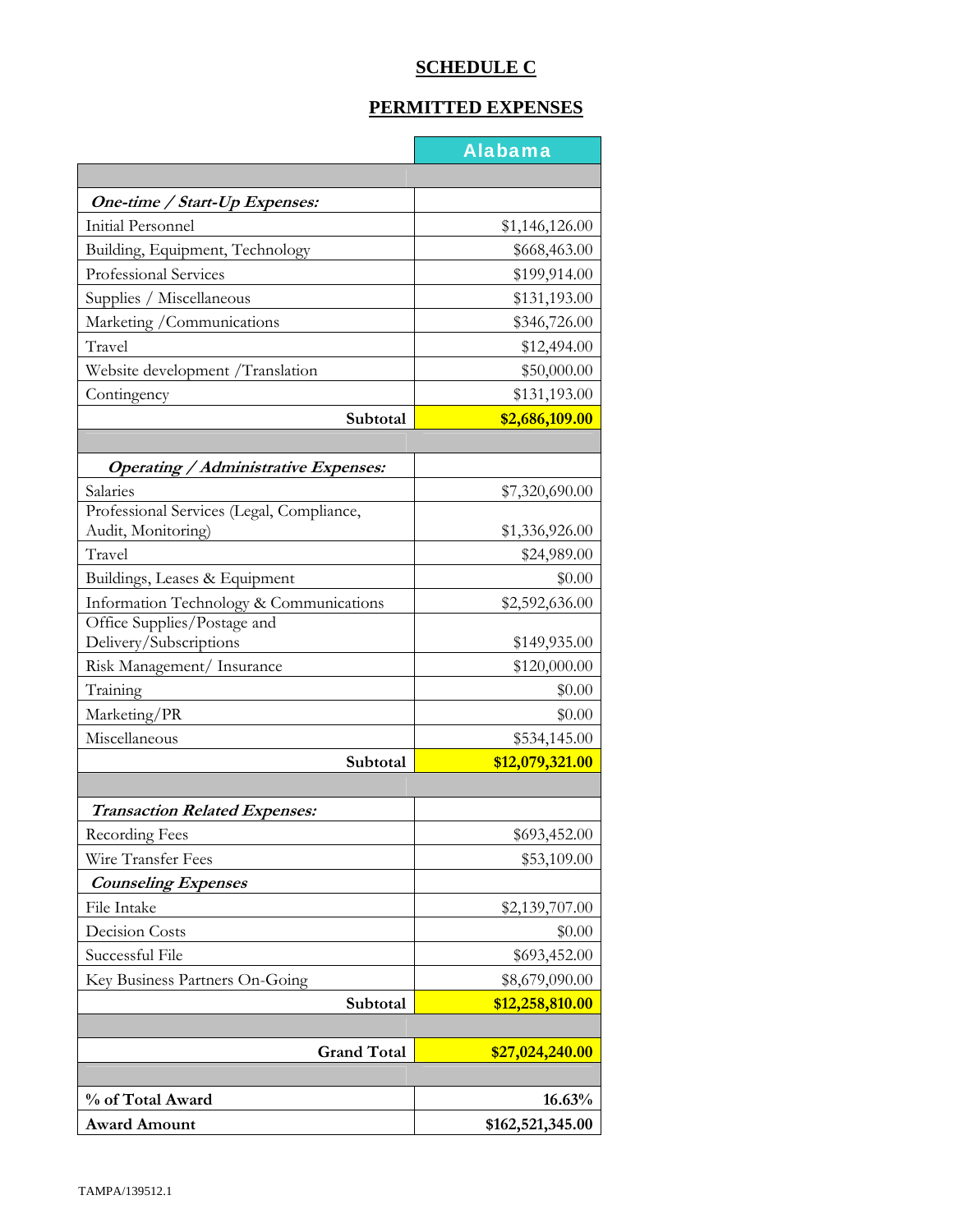# SCHEDULE C

## PERMITTED EXPENSES

| | Alabama |
|---|---|
| | |
| ***One-time / Start-Up Expenses:*** | |
| Initial Personnel | $1,146,126.00 |
| Building, Equipment, Technology | $668,463.00 |
| Professional Services | $199,914.00 |
| Supplies / Miscellaneous | $131,193.00 |
| Marketing /Communications | $346,726.00 |
| Travel | $12,494.00 |
| Website development /Translation | $50,000.00 |
| Contingency | $131,193.00 |
| **Subtotal** | **$2,686,109.00** |
| | |
| ***Operating / Administrative Expenses:*** | |
| Salaries | $7,320,690.00 |
| Professional Services (Legal, Compliance, Audit, Monitoring) | $1,336,926.00 |
| Travel | $24,989.00 |
| Buildings, Leases & Equipment | $0.00 |
| Information Technology & Communications | $2,592,636.00 |
| Office Supplies/Postage and Delivery/Subscriptions | $149,935.00 |
| Risk Management/ Insurance | $120,000.00 |
| Training | $0.00 |
| Marketing/PR | $0.00 |
| Miscellaneous | $534,145.00 |
| **Subtotal** | **$12,079,321.00** |
| | |
| ***Transaction Related Expenses:*** | |
| Recording Fees | $693,452.00 |
| Wire Transfer Fees | $53,109.00 |
| ***Counseling Expenses*** | |
| File Intake | $2,139,707.00 |
| Decision Costs | $0.00 |
| Successful File | $693,452.00 |
| Key Business Partners On-Going | $8,679,090.00 |
| **Subtotal** | **$12,258,810.00** |
| | |
| **Grand Total** | **$27,024,240.00** |
| | |
| **% of Total Award** | **16.63%** |
| **Award Amount** | **$162,521,345.00** |

TAMPA/139512.1